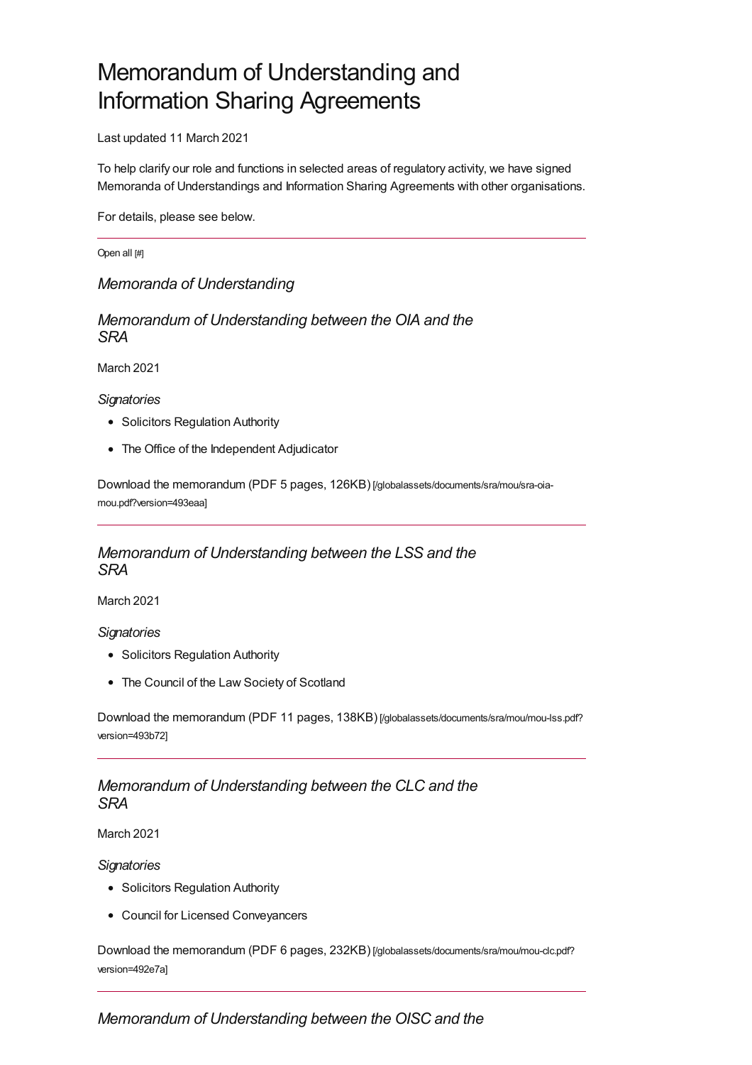# Memorandum of Understanding and Information Sharing Agreements

Last updated 11 March 2021

To help clarify our role and functions in selected areas of regulatory activity, we have signed Memoranda of Understandings and Information Sharing Agreements with other organisations.

For details, please see below.

---

Open all [#]

## *Memoranda of Understanding*

### *Memorandum of Understanding between the OIA and the SRA*

March 2021

*Signatories*

- Solicitors Regulation Authority
- The Office of the Independent Adjudicator

Download the memorandum (PDF 5 pages, 126KB) [/globalassets/documents/sra/mou/sra-oia-mou.pdf?version=493eaa]

---

### *Memorandum of Understanding between the LSS and the SRA*

March 2021

*Signatories*

- Solicitors Regulation Authority
- The Council of the Law Society of Scotland

Download the memorandum (PDF 11 pages, 138KB) [/globalassets/documents/sra/mou/mou-lss.pdf?version=493b72]

---

### *Memorandum of Understanding between the CLC and the SRA*

March 2021

*Signatories*

- Solicitors Regulation Authority
- Council for Licensed Conveyancers

Download the memorandum (PDF 6 pages, 232KB) [/globalassets/documents/sra/mou/mou-clc.pdf?version=492e7a]

---

### *Memorandum of Understanding between the OISC and the*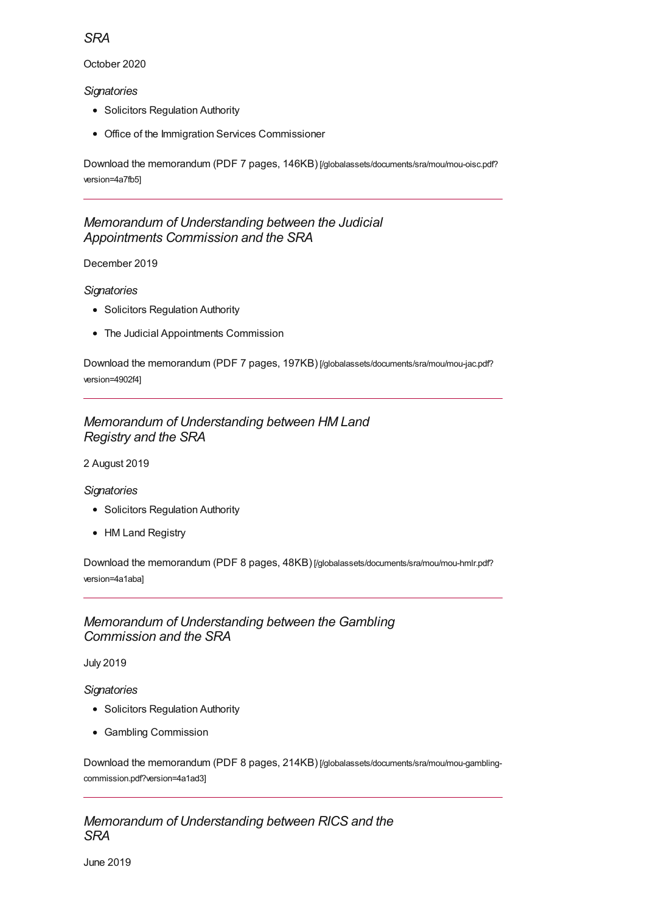## *SRA*

October 2020

*Signatories*

- Solicitors Regulation Authority
- Office of the Immigration Services Commissioner

Download the memorandum (PDF 7 pages, 146KB) [/globalassets/documents/sra/mou/mou-oisc.pdf?version=4a7fb5]

---

## *Memorandum of Understanding between the Judicial Appointments Commission and the SRA*

December 2019

*Signatories*

- Solicitors Regulation Authority
- The Judicial Appointments Commission

Download the memorandum (PDF 7 pages, 197KB) [/globalassets/documents/sra/mou/mou-jac.pdf?version=4902f4]

---

## *Memorandum of Understanding between HM Land Registry and the SRA*

2 August 2019

*Signatories*

- Solicitors Regulation Authority
- HM Land Registry

Download the memorandum (PDF 8 pages, 48KB) [/globalassets/documents/sra/mou/mou-hmlr.pdf?version=4a1aba]

---

## *Memorandum of Understanding between the Gambling Commission and the SRA*

July 2019

*Signatories*

- Solicitors Regulation Authority
- Gambling Commission

Download the memorandum (PDF 8 pages, 214KB) [/globalassets/documents/sra/mou/mou-gambling-commission.pdf?version=4a1ad3]

---

## *Memorandum of Understanding between RICS and the SRA*

June 2019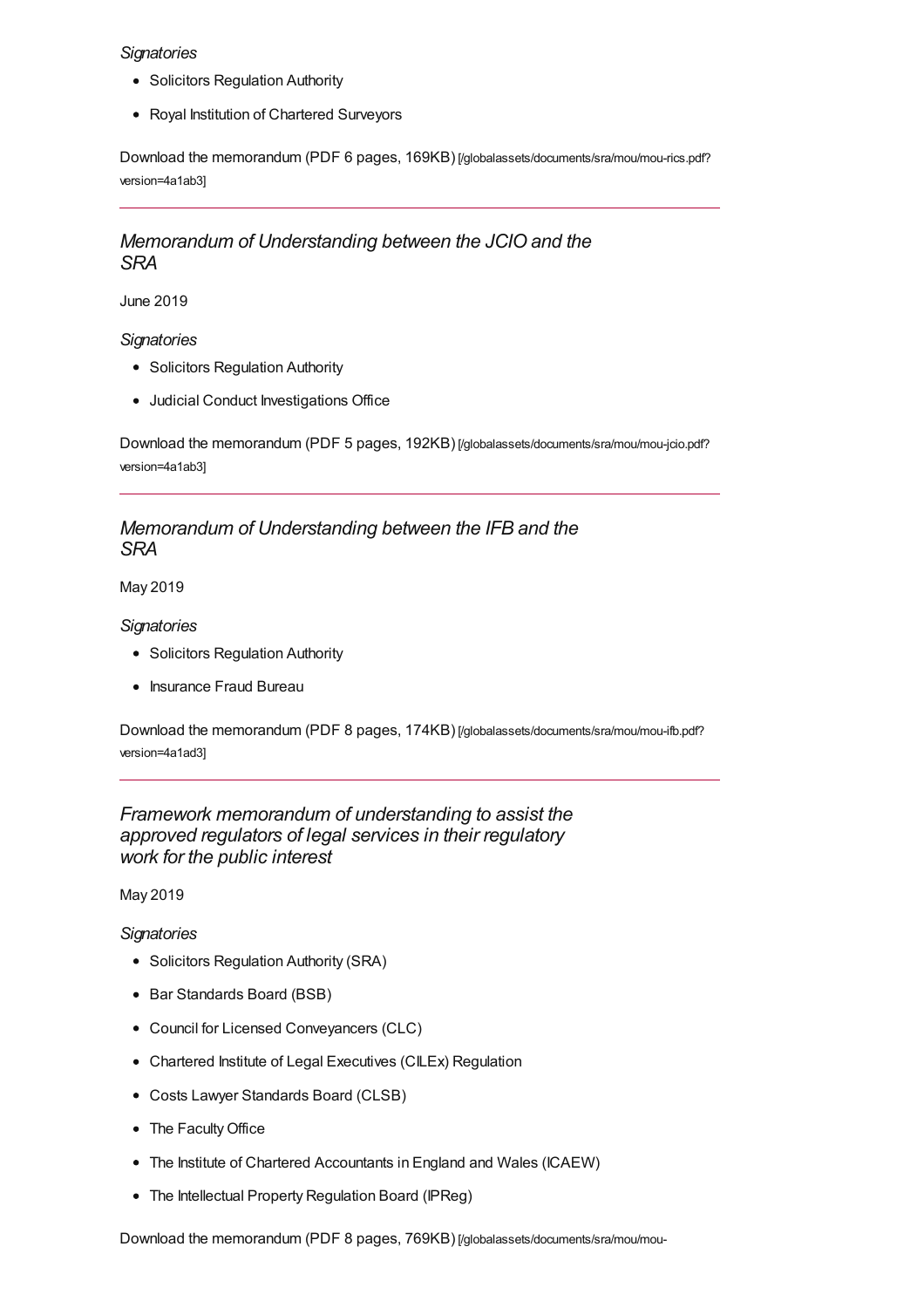*Signatories*

- Solicitors Regulation Authority
- Royal Institution of Chartered Surveyors

Download the memorandum (PDF 6 pages, 169KB) [/globalassets/documents/sra/mou/mou-rics.pdf?version=4a1ab3]

---

### *Memorandum of Understanding between the JCIO and the SRA*

June 2019

*Signatories*

- Solicitors Regulation Authority
- Judicial Conduct Investigations Office

Download the memorandum (PDF 5 pages, 192KB) [/globalassets/documents/sra/mou/mou-jcio.pdf?version=4a1ab3]

---

### *Memorandum of Understanding between the IFB and the SRA*

May 2019

*Signatories*

- Solicitors Regulation Authority
- Insurance Fraud Bureau

Download the memorandum (PDF 8 pages, 174KB) [/globalassets/documents/sra/mou/mou-ifb.pdf?version=4a1ad3]

---

### *Framework memorandum of understanding to assist the approved regulators of legal services in their regulatory work for the public interest*

May 2019

*Signatories*

- Solicitors Regulation Authority (SRA)
- Bar Standards Board (BSB)
- Council for Licensed Conveyancers (CLC)
- Chartered Institute of Legal Executives (CILEx) Regulation
- Costs Lawyer Standards Board (CLSB)
- The Faculty Office
- The Institute of Chartered Accountants in England and Wales (ICAEW)
- The Intellectual Property Regulation Board (IPReg)

Download the memorandum (PDF 8 pages, 769KB) [/globalassets/documents/sra/mou/mou-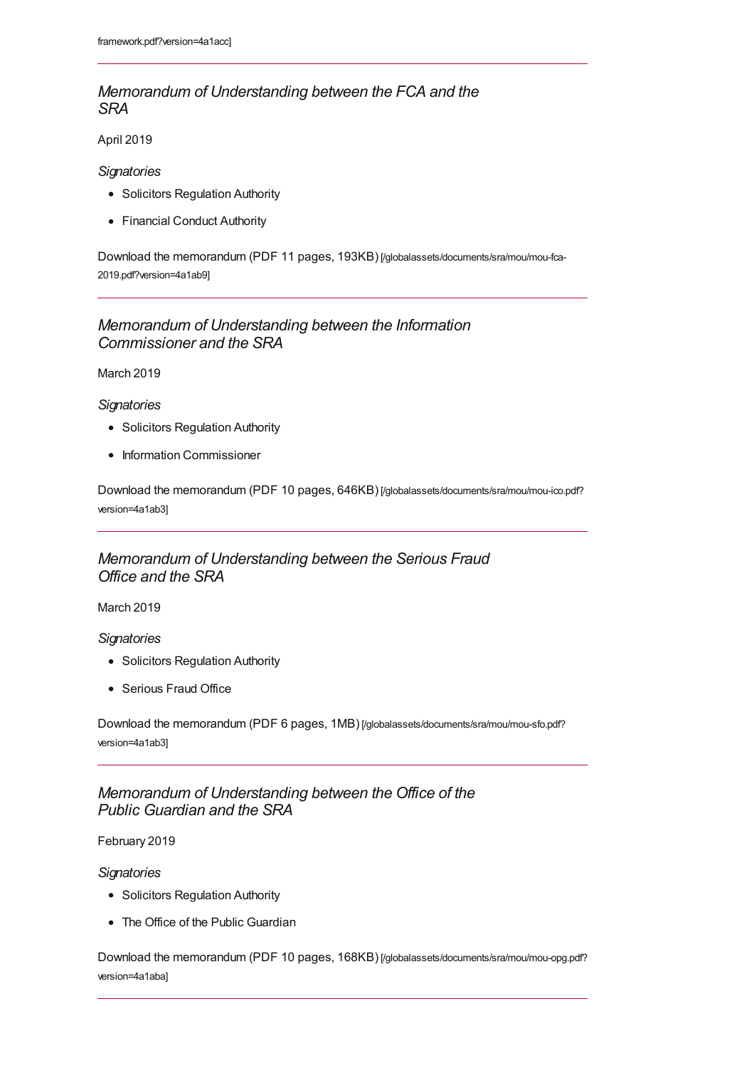framework.pdf?version=4a1acc]

---

### *Memorandum of Understanding between the FCA and the SRA*

April 2019

*Signatories*

- Solicitors Regulation Authority
- Financial Conduct Authority

Download the memorandum (PDF 11 pages, 193KB) [/globalassets/documents/sra/mou/mou-fca-2019.pdf?version=4a1ab9]

---

### *Memorandum of Understanding between the Information Commissioner and the SRA*

March 2019

*Signatories*

- Solicitors Regulation Authority
- Information Commissioner

Download the memorandum (PDF 10 pages, 646KB) [/globalassets/documents/sra/mou/mou-ico.pdf?version=4a1ab3]

---

### *Memorandum of Understanding between the Serious Fraud Office and the SRA*

March 2019

*Signatories*

- Solicitors Regulation Authority
- Serious Fraud Office

Download the memorandum (PDF 6 pages, 1MB) [/globalassets/documents/sra/mou/mou-sfo.pdf?version=4a1ab3]

---

### *Memorandum of Understanding between the Office of the Public Guardian and the SRA*

February 2019

*Signatories*

- Solicitors Regulation Authority
- The Office of the Public Guardian

Download the memorandum (PDF 10 pages, 168KB) [/globalassets/documents/sra/mou/mou-opg.pdf?version=4a1aba]

---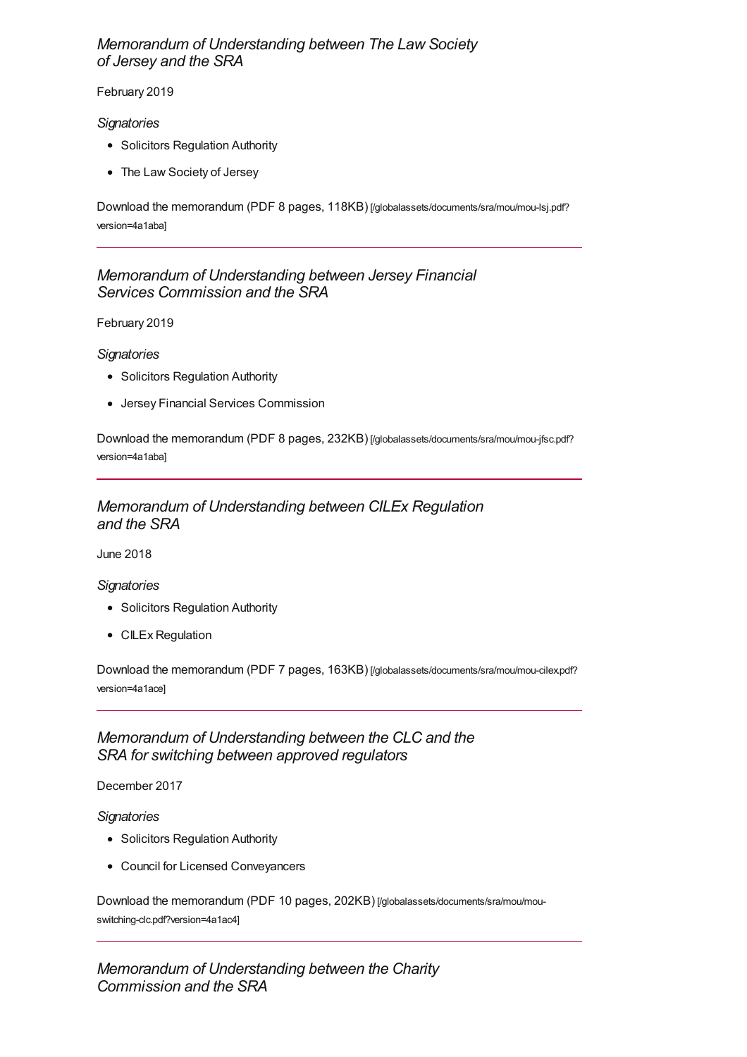### *Memorandum of Understanding between The Law Society of Jersey and the SRA*

February 2019

*Signatories*

- Solicitors Regulation Authority
- The Law Society of Jersey

Download the memorandum (PDF 8 pages, 118KB) [/globalassets/documents/sra/mou/mou-lsj.pdf?version=4a1aba]

---

### *Memorandum of Understanding between Jersey Financial Services Commission and the SRA*

February 2019

*Signatories*

- Solicitors Regulation Authority
- Jersey Financial Services Commission

Download the memorandum (PDF 8 pages, 232KB) [/globalassets/documents/sra/mou/mou-jfsc.pdf?version=4a1aba]

---

### *Memorandum of Understanding between CILEx Regulation and the SRA*

June 2018

*Signatories*

- Solicitors Regulation Authority
- CILEx Regulation

Download the memorandum (PDF 7 pages, 163KB) [/globalassets/documents/sra/mou/mou-cilex.pdf?version=4a1ace]

---

### *Memorandum of Understanding between the CLC and the SRA for switching between approved regulators*

December 2017

*Signatories*

- Solicitors Regulation Authority
- Council for Licensed Conveyancers

Download the memorandum (PDF 10 pages, 202KB) [/globalassets/documents/sra/mou/mou-switching-clc.pdf?version=4a1ac4]

---

### *Memorandum of Understanding between the Charity Commission and the SRA*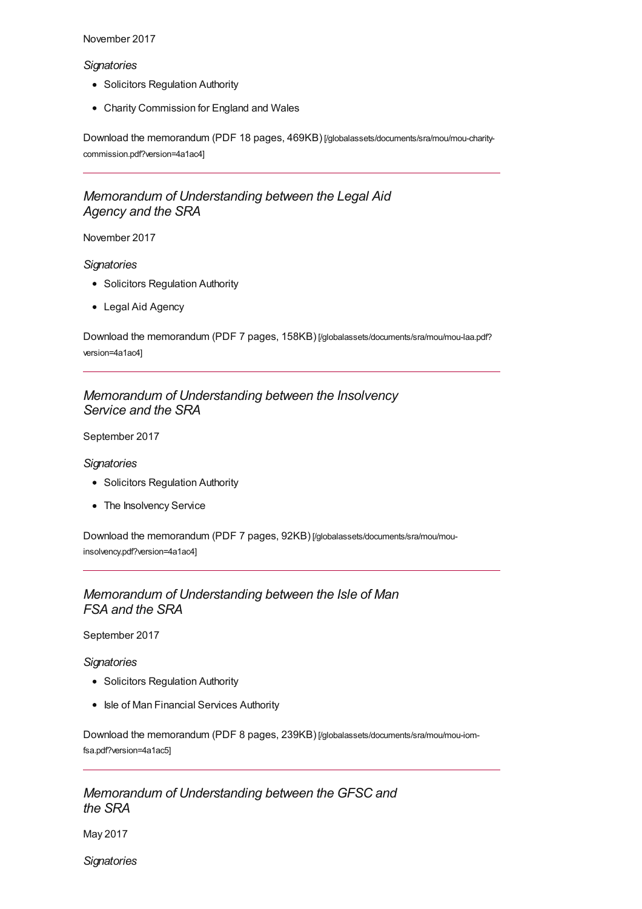November 2017

*Signatories*

- Solicitors Regulation Authority
- Charity Commission for England and Wales

Download the memorandum (PDF 18 pages, 469KB) [/globalassets/documents/sra/mou/mou-charity-commission.pdf?version=4a1ac4]

---

### *Memorandum of Understanding between the Legal Aid Agency and the SRA*

November 2017

*Signatories*

- Solicitors Regulation Authority
- Legal Aid Agency

Download the memorandum (PDF 7 pages, 158KB) [/globalassets/documents/sra/mou/mou-laa.pdf?version=4a1ac4]

---

### *Memorandum of Understanding between the Insolvency Service and the SRA*

September 2017

*Signatories*

- Solicitors Regulation Authority
- The Insolvency Service

Download the memorandum (PDF 7 pages, 92KB) [/globalassets/documents/sra/mou/mou-insolvency.pdf?version=4a1ac4]

---

### *Memorandum of Understanding between the Isle of Man FSA and the SRA*

September 2017

*Signatories*

- Solicitors Regulation Authority
- Isle of Man Financial Services Authority

Download the memorandum (PDF 8 pages, 239KB) [/globalassets/documents/sra/mou/mou-iom-fsa.pdf?version=4a1ac5]

---

### *Memorandum of Understanding between the GFSC and the SRA*

May 2017

*Signatories*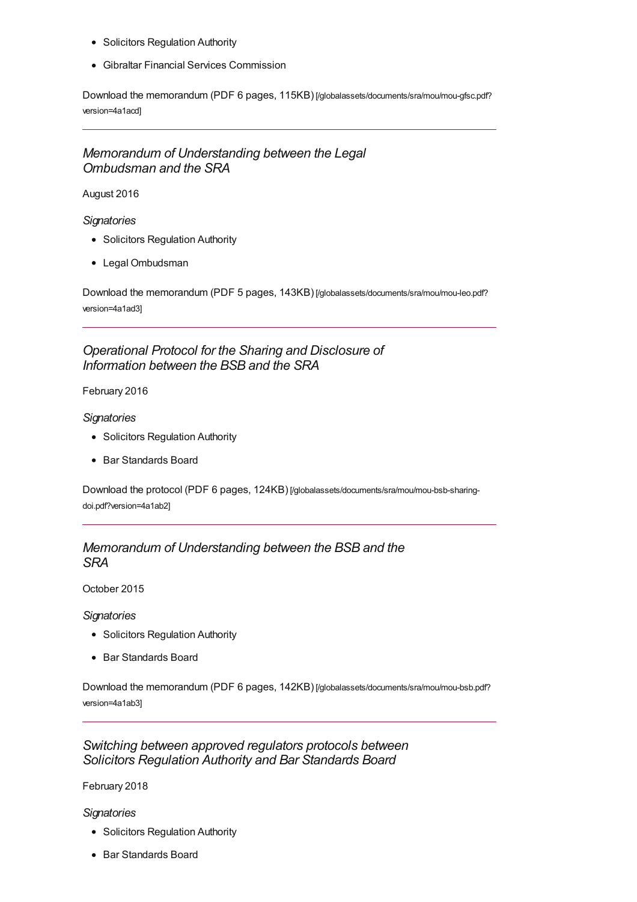- Solicitors Regulation Authority
- Gibraltar Financial Services Commission

Download the memorandum (PDF 6 pages, 115KB) [/globalassets/documents/sra/mou/mou-gfsc.pdf?version=4a1acd]

---

### *Memorandum of Understanding between the Legal Ombudsman and the SRA*

August 2016

*Signatories*

- Solicitors Regulation Authority
- Legal Ombudsman

Download the memorandum (PDF 5 pages, 143KB) [/globalassets/documents/sra/mou/mou-leo.pdf?version=4a1ad3]

---

### *Operational Protocol for the Sharing and Disclosure of Information between the BSB and the SRA*

February 2016

*Signatories*

- Solicitors Regulation Authority
- Bar Standards Board

Download the protocol (PDF 6 pages, 124KB) [/globalassets/documents/sra/mou/mou-bsb-sharing-doi.pdf?version=4a1ab2]

---

### *Memorandum of Understanding between the BSB and the SRA*

October 2015

*Signatories*

- Solicitors Regulation Authority
- Bar Standards Board

Download the memorandum (PDF 6 pages, 142KB) [/globalassets/documents/sra/mou/mou-bsb.pdf?version=4a1ab3]

---

### *Switching between approved regulators protocols between Solicitors Regulation Authority and Bar Standards Board*

February 2018

*Signatories*

- Solicitors Regulation Authority
- Bar Standards Board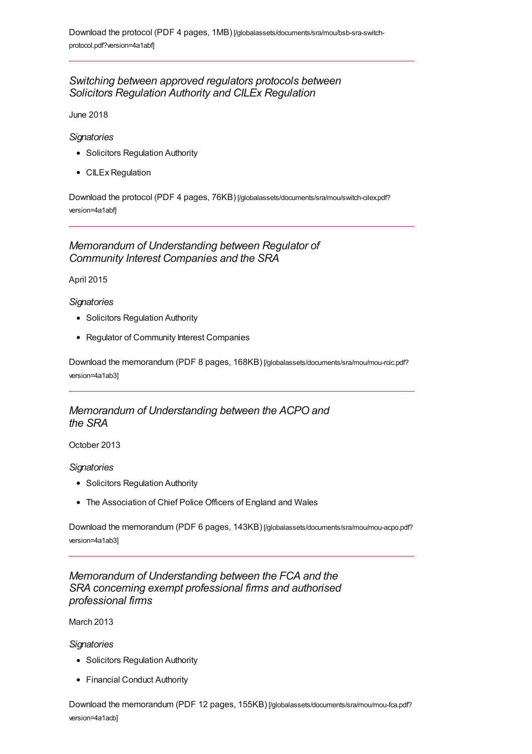Download the protocol (PDF 4 pages, 1MB) [/globalassets/documents/sra/mou/bsb-sra-switch-protocol.pdf?version=4a1abf]

---

### *Switching between approved regulators protocols between Solicitors Regulation Authority and CILEx Regulation*

June 2018

*Signatories*

- Solicitors Regulation Authority
- CILEx Regulation

Download the protocol (PDF 4 pages, 76KB) [/globalassets/documents/sra/mou/switch-cilex.pdf?version=4a1abf]

---

### *Memorandum of Understanding between Regulator of Community Interest Companies and the SRA*

April 2015

*Signatories*

- Solicitors Regulation Authority
- Regulator of Community Interest Companies

Download the memorandum (PDF 8 pages, 168KB) [/globalassets/documents/sra/mou/mou-rcic.pdf?version=4a1ab3]

---

### *Memorandum of Understanding between the ACPO and the SRA*

October 2013

*Signatories*

- Solicitors Regulation Authority
- The Association of Chief Police Officers of England and Wales

Download the memorandum (PDF 6 pages, 143KB) [/globalassets/documents/sra/mou/mou-acpo.pdf?version=4a1ab3]

---

### *Memorandum of Understanding between the FCA and the SRA concerning exempt professional firms and authorised professional firms*

March 2013

*Signatories*

- Solicitors Regulation Authority
- Financial Conduct Authority

Download the memorandum (PDF 12 pages, 155KB) [/globalassets/documents/sra/mou/mou-fca.pdf?version=4a1acb]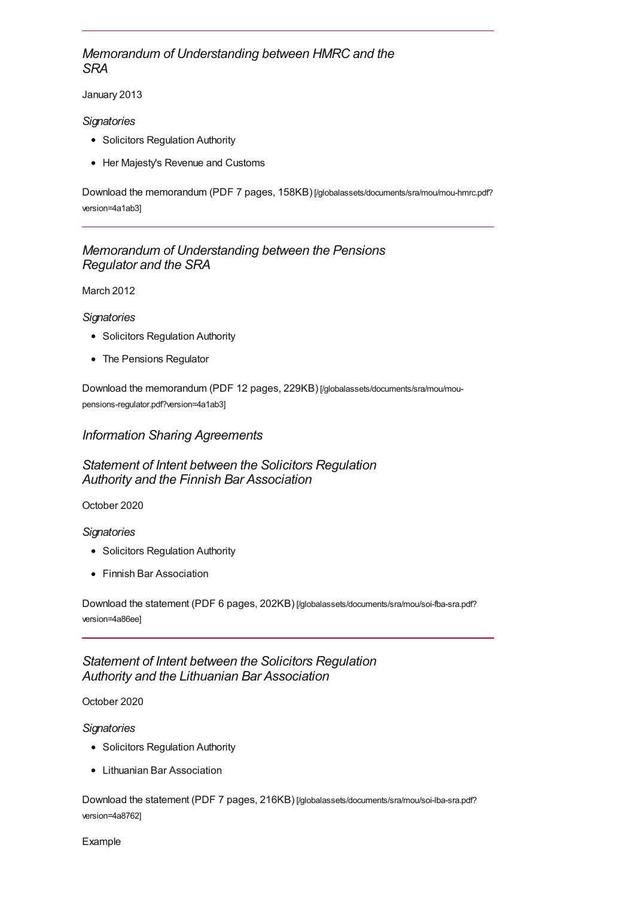---

### *Memorandum of Understanding between HMRC and the SRA*

January 2013

*Signatories*

- Solicitors Regulation Authority
- Her Majesty's Revenue and Customs

Download the memorandum (PDF 7 pages, 158KB) [/globalassets/documents/sra/mou/mou-hmrc.pdf?version=4a1ab3]

---

### *Memorandum of Understanding between the Pensions Regulator and the SRA*

March 2012

*Signatories*

- Solicitors Regulation Authority
- The Pensions Regulator

Download the memorandum (PDF 12 pages, 229KB) [/globalassets/documents/sra/mou/mou-pensions-regulator.pdf?version=4a1ab3]

## *Information Sharing Agreements*

### *Statement of Intent between the Solicitors Regulation Authority and the Finnish Bar Association*

October 2020

*Signatories*

- Solicitors Regulation Authority
- Finnish Bar Association

Download the statement (PDF 6 pages, 202KB) [/globalassets/documents/sra/mou/soi-fba-sra.pdf?version=4a86ee]

---

### *Statement of Intent between the Solicitors Regulation Authority and the Lithuanian Bar Association*

October 2020

*Signatories*

- Solicitors Regulation Authority
- Lithuanian Bar Association

Download the statement (PDF 7 pages, 216KB) [/globalassets/documents/sra/mou/soi-lba-sra.pdf?version=4a8762]

Example